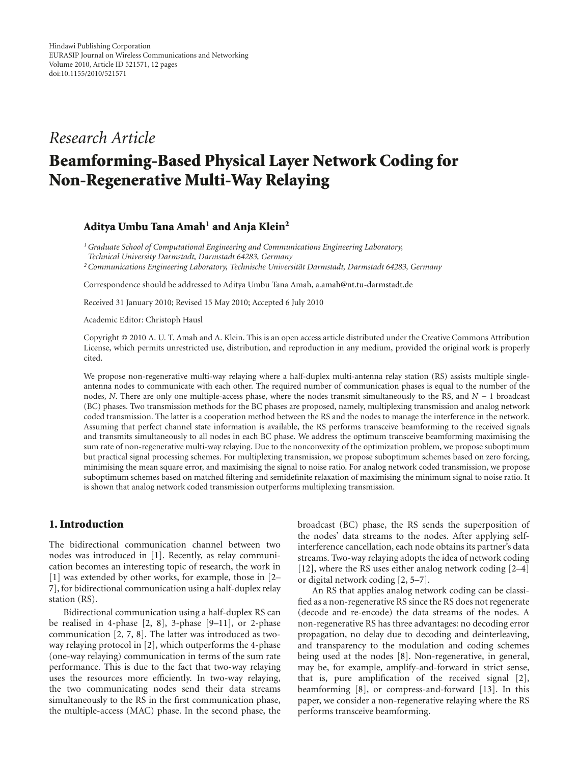Hindawi Publishing Corporation
EURASIP Journal on Wireless Communications and Networking
Volume 2010, Article ID 521571, 12 pages
doi:10.1155/2010/521571

*Research Article*

# Beamforming-Based Physical Layer Network Coding for Non-Regenerative Multi-Way Relaying

**Aditya Umbu Tana Amah[1] and Anja Klein[2]**

[1] *Graduate School of Computational Engineering and Communications Engineering Laboratory, Technical University Darmstadt, Darmstadt 64283, Germany*
[2] *Communications Engineering Laboratory, Technische Universität Darmstadt, Darmstadt 64283, Germany*

Correspondence should be addressed to Aditya Umbu Tana Amah, a.amah@nt.tu-darmstadt.de

Received 31 January 2010; Revised 15 May 2010; Accepted 6 July 2010

Academic Editor: Christoph Hausl

Copyright © 2010 A. U. T. Amah and A. Klein. This is an open access article distributed under the Creative Commons Attribution License, which permits unrestricted use, distribution, and reproduction in any medium, provided the original work is properly cited.

We propose non-regenerative multi-way relaying where a half-duplex multi-antenna relay station (RS) assists multiple single-antenna nodes to communicate with each other. The required number of communication phases is equal to the number of the nodes, $N$. There are only one multiple-access phase, where the nodes transmit simultaneously to the RS, and $N - 1$ broadcast (BC) phases. Two transmission methods for the BC phases are proposed, namely, multiplexing transmission and analog network coded transmission. The latter is a cooperation method between the RS and the nodes to manage the interference in the network. Assuming that perfect channel state information is available, the RS performs transceive beamforming to the received signals and transmits simultaneously to all nodes in each BC phase. We address the optimum transceive beamforming maximising the sum rate of non-regenerative multi-way relaying. Due to the nonconvexity of the optimization problem, we propose suboptimum but practical signal processing schemes. For multiplexing transmission, we propose suboptimum schemes based on zero forcing, minimising the mean square error, and maximising the signal to noise ratio. For analog network coded transmission, we propose suboptimum schemes based on matched filtering and semidefinite relaxation of maximising the minimum signal to noise ratio. It is shown that analog network coded transmission outperforms multiplexing transmission.

## 1. Introduction

The bidirectional communication channel between two nodes was introduced in [1]. Recently, as relay communication becomes an interesting topic of research, the work in [1] was extended by other works, for example, those in [2–7], for bidirectional communication using a half-duplex relay station (RS).

Bidirectional communication using a half-duplex RS can be realised in 4-phase [2, 8], 3-phase [9–11], or 2-phase communication [2, 7, 8]. The latter was introduced as two-way relaying protocol in [2], which outperforms the 4-phase (one-way relaying) communication in terms of the sum rate performance. This is due to the fact that two-way relaying uses the resources more efficiently. In two-way relaying, the two communicating nodes send their data streams simultaneously to the RS in the first communication phase, the multiple-access (MAC) phase. In the second phase, the broadcast (BC) phase, the RS sends the superposition of the nodes' data streams to the nodes. After applying self-interference cancellation, each node obtains its partner's data streams. Two-way relaying adopts the idea of network coding [12], where the RS uses either analog network coding [2–4] or digital network coding [2, 5–7].

An RS that applies analog network coding can be classified as a non-regenerative RS since the RS does not regenerate (decode and re-encode) the data streams of the nodes. A non-regenerative RS has three advantages: no decoding error propagation, no delay due to decoding and deinterleaving, and transparency to the modulation and coding schemes being used at the nodes [8]. Non-regenerative, in general, may be, for example, amplify-and-forward in strict sense, that is, pure amplification of the received signal [2], beamforming [8], or compress-and-forward [13]. In this paper, we consider a non-regenerative relaying where the RS performs transceive beamforming.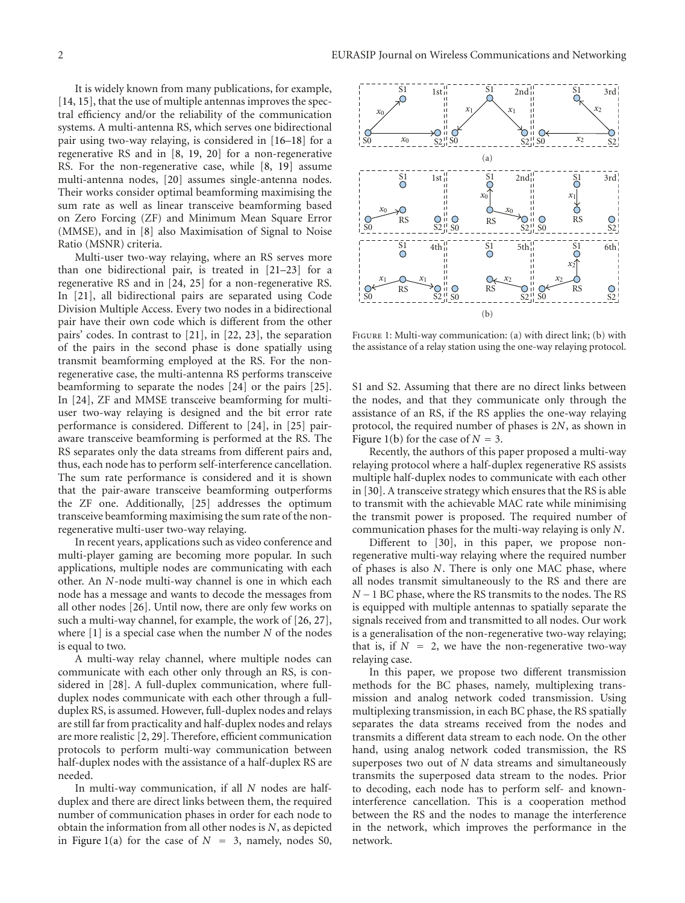It is widely known from many publications, for example, [14, 15], that the use of multiple antennas improves the spectral efficiency and/or the reliability of the communication systems. A multi-antenna RS, which serves one bidirectional pair using two-way relaying, is considered in [16–18] for a regenerative RS and in [8, 19, 20] for a non-regenerative RS. For the non-regenerative case, while [8, 19] assume multi-antenna nodes, [20] assumes single-antenna nodes. Their works consider optimal beamforming maximising the sum rate as well as linear transceive beamforming based on Zero Forcing (ZF) and Minimum Mean Square Error (MMSE), and in [8] also Maximisation of Signal to Noise Ratio (MSNR) criteria.

Multi-user two-way relaying, where an RS serves more than one bidirectional pair, is treated in [21–23] for a regenerative RS and in [24, 25] for a non-regenerative RS. In [21], all bidirectional pairs are separated using Code Division Multiple Access. Every two nodes in a bidirectional pair have their own code which is different from the other pairs' codes. In contrast to [21], in [22, 23], the separation of the pairs in the second phase is done spatially using transmit beamforming employed at the RS. For the non-regenerative case, the multi-antenna RS performs transceive beamforming to separate the nodes [24] or the pairs [25]. In [24], ZF and MMSE transceive beamforming for multi-user two-way relaying is designed and the bit error rate performance is considered. Different to [24], in [25] pair-aware transceive beamforming is performed at the RS. The RS separates only the data streams from different pairs and, thus, each node has to perform self-interference cancellation. The sum rate performance is considered and it is shown that the pair-aware transceive beamforming outperforms the ZF one. Additionally, [25] addresses the optimum transceive beamforming maximising the sum rate of the non-regenerative multi-user two-way relaying.

In recent years, applications such as video conference and multi-player gaming are becoming more popular. In such applications, multiple nodes are communicating with each other. An $N$-node multi-way channel is one in which each node has a message and wants to decode the messages from all other nodes [26]. Until now, there are only few works on such a multi-way channel, for example, the work of [26, 27], where [1] is a special case when the number $N$ of the nodes is equal to two.

A multi-way relay channel, where multiple nodes can communicate with each other only through an RS, is considered in [28]. A full-duplex communication, where full-duplex nodes communicate with each other through a full-duplex RS, is assumed. However, full-duplex nodes and relays are still far from practicality and half-duplex nodes and relays are more realistic [2, 29]. Therefore, efficient communication protocols to perform multi-way communication between half-duplex nodes with the assistance of a half-duplex RS are needed.

In multi-way communication, if all $N$ nodes are half-duplex and there are direct links between them, the required number of communication phases in order for each node to obtain the information from all other nodes is $N$, as depicted in Figure 1(a) for the case of $N = 3$, namely, nodes S0, S1 and S2. Assuming that there are no direct links between the nodes, and that they communicate only through the assistance of an RS, if the RS applies the one-way relaying protocol, the required number of phases is $2N$, as shown in Figure 1(b) for the case of $N = 3$.

Figure 1: Multi-way communication: (a) with direct link; (b) with the assistance of a relay station using the one-way relaying protocol.

Recently, the authors of this paper proposed a multi-way relaying protocol where a half-duplex regenerative RS assists multiple half-duplex nodes to communicate with each other in [30]. A transceive strategy which ensures that the RS is able to transmit with the achievable MAC rate while minimising the transmit power is proposed. The required number of communication phases for the multi-way relaying is only $N$.

Different to [30], in this paper, we propose non-regenerative multi-way relaying where the required number of phases is also $N$. There is only one MAC phase, where all nodes transmit simultaneously to the RS and there are $N-1$ BC phase, where the RS transmits to the nodes. The RS is equipped with multiple antennas to spatially separate the signals received from and transmitted to all nodes. Our work is a generalisation of the non-regenerative two-way relaying; that is, if $N = 2$, we have the non-regenerative two-way relaying case.

In this paper, we propose two different transmission methods for the BC phases, namely, multiplexing transmission and analog network coded transmission. Using multiplexing transmission, in each BC phase, the RS spatially separates the data streams received from the nodes and transmits a different data stream to each node. On the other hand, using analog network coded transmission, the RS superposes two out of $N$ data streams and simultaneously transmits the superposed data stream to the nodes. Prior to decoding, each node has to perform self- and known-interference cancellation. This is a cooperation method between the RS and the nodes to manage the interference in the network, which improves the performance in the network.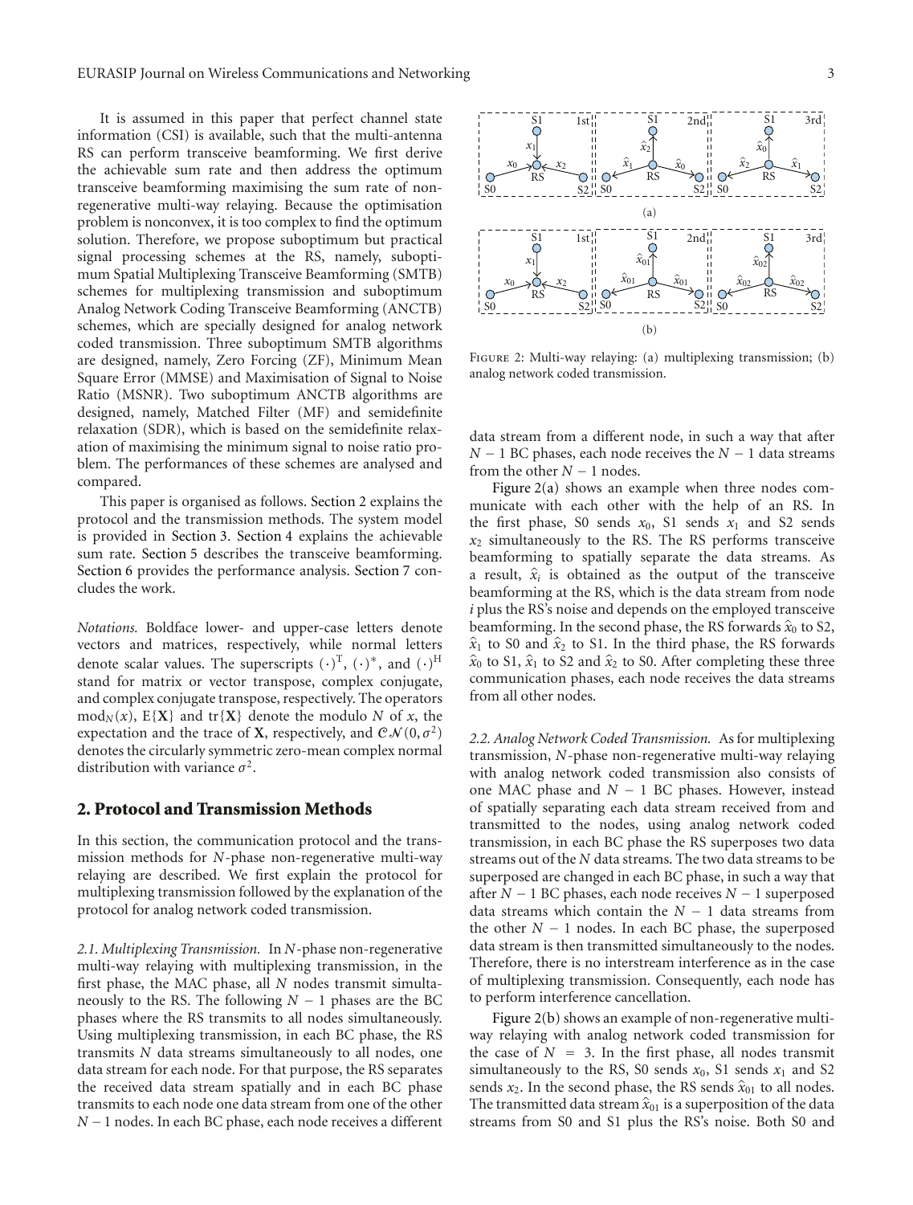It is assumed in this paper that perfect channel state information (CSI) is available, such that the multi-antenna RS can perform transceive beamforming. We first derive the achievable sum rate and then address the optimum transceive beamforming maximising the sum rate of non-regenerative multi-way relaying. Because the optimisation problem is nonconvex, it is too complex to find the optimum solution. Therefore, we propose suboptimum but practical signal processing schemes at the RS, namely, suboptimum Spatial Multiplexing Transceive Beamforming (SMTB) schemes for multiplexing transmission and suboptimum Analog Network Coding Transceive Beamforming (ANCTB) schemes, which are specially designed for analog network coded transmission. Three suboptimum SMTB algorithms are designed, namely, Zero Forcing (ZF), Minimum Mean Square Error (MMSE) and Maximisation of Signal to Noise Ratio (MSNR). Two suboptimum ANCTB algorithms are designed, namely, Matched Filter (MF) and semidefinite relaxation (SDR), which is based on the semidefinite relaxation of maximising the minimum signal to noise ratio problem. The performances of these schemes are analysed and compared.

This paper is organised as follows. Section 2 explains the protocol and the transmission methods. The system model is provided in Section 3. Section 4 explains the achievable sum rate. Section 5 describes the transceive beamforming. Section 6 provides the performance analysis. Section 7 concludes the work.

*Notations.* Boldface lower- and upper-case letters denote vectors and matrices, respectively, while normal letters denote scalar values. The superscripts $(\cdot)^{\mathrm{T}}$, $(\cdot)^{*}$, and $(\cdot)^{\mathrm{H}}$ stand for matrix or vector transpose, complex conjugate, and complex conjugate transpose, respectively. The operators $\mathrm{mod}_N(x)$, $\mathrm{E}\{\mathbf{X}\}$ and $\mathrm{tr}\{\mathbf{X}\}$ denote the modulo $N$ of $x$, the expectation and the trace of $\mathbf{X}$, respectively, and $\mathcal{CN}(0, \sigma^2)$ denotes the circularly symmetric zero-mean complex normal distribution with variance $\sigma^2$.

## 2. Protocol and Transmission Methods

In this section, the communication protocol and the transmission methods for $N$-phase non-regenerative multi-way relaying are described. We first explain the protocol for multiplexing transmission followed by the explanation of the protocol for analog network coded transmission.

*2.1. Multiplexing Transmission.* In $N$-phase non-regenerative multi-way relaying with multiplexing transmission, in the first phase, the MAC phase, all $N$ nodes transmit simultaneously to the RS. The following $N-1$ phases are the BC phases where the RS transmits to all nodes simultaneously. Using multiplexing transmission, in each BC phase, the RS transmits $N$ data streams simultaneously to all nodes, one data stream for each node. For that purpose, the RS separates the received data stream spatially and in each BC phase transmits to each node one data stream from one of the other $N-1$ nodes. In each BC phase, each node receives a different data stream from a different node, in such a way that after $N-1$ BC phases, each node receives the $N-1$ data streams from the other $N-1$ nodes.

Figure 2: Multi-way relaying: (a) multiplexing transmission; (b) analog network coded transmission.

Figure 2(a) shows an example when three nodes communicate with each other with the help of an RS. In the first phase, S0 sends $x_0$, S1 sends $x_1$ and S2 sends $x_2$ simultaneously to the RS. The RS performs transceive beamforming to spatially separate the data streams. As a result, $\hat{x}_i$ is obtained as the output of the transceive beamforming at the RS, which is the data stream from node $i$ plus the RS's noise and depends on the employed transceive beamforming. In the second phase, the RS forwards $\hat{x}_0$ to S2, $\hat{x}_1$ to S0 and $\hat{x}_2$ to S1. In the third phase, the RS forwards $\hat{x}_0$ to S1, $\hat{x}_1$ to S2 and $\hat{x}_2$ to S0. After completing these three communication phases, each node receives the data streams from all other nodes.

*2.2. Analog Network Coded Transmission.* As for multiplexing transmission, $N$-phase non-regenerative multi-way relaying with analog network coded transmission also consists of one MAC phase and $N-1$ BC phases. However, instead of spatially separating each data stream received from and transmitted to the nodes, using analog network coded transmission, in each BC phase the RS superposes two data streams out of the $N$ data streams. The two data streams to be superposed are changed in each BC phase, in such a way that after $N-1$ BC phases, each node receives $N-1$ superposed data streams which contain the $N-1$ data streams from the other $N-1$ nodes. In each BC phase, the superposed data stream is then transmitted simultaneously to the nodes. Therefore, there is no interstream interference as in the case of multiplexing transmission. Consequently, each node has to perform interference cancellation.

Figure 2(b) shows an example of non-regenerative multi-way relaying with analog network coded transmission for the case of $N = 3$. In the first phase, all nodes transmit simultaneously to the RS, S0 sends $x_0$, S1 sends $x_1$ and S2 sends $x_2$. In the second phase, the RS sends $\hat{x}_{01}$ to all nodes. The transmitted data stream $\hat{x}_{01}$ is a superposition of the data streams from S0 and S1 plus the RS's noise. Both S0 and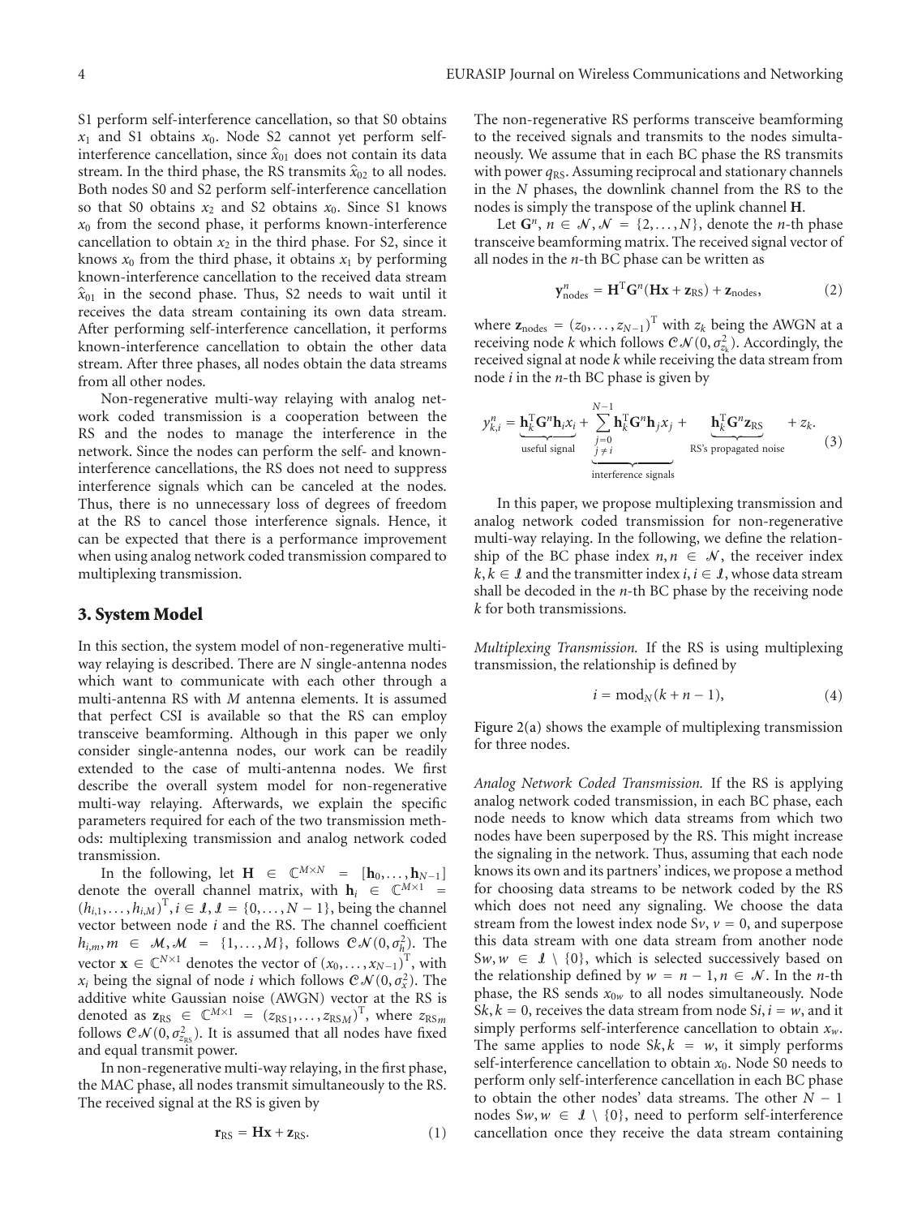S1 perform self-interference cancellation, so that S0 obtains $x_1$ and S1 obtains $x_0$. Node S2 cannot yet perform self-interference cancellation, since $\hat{x}_{01}$ does not contain its data stream. In the third phase, the RS transmits $\hat{x}_{02}$ to all nodes. Both nodes S0 and S2 perform self-interference cancellation so that S0 obtains $x_2$ and S2 obtains $x_0$. Since S1 knows $x_0$ from the second phase, it performs known-interference cancellation to obtain $x_2$ in the third phase. For S2, since it knows $x_0$ from the third phase, it obtains $x_1$ by performing known-interference cancellation to the received data stream $\hat{x}_{01}$ in the second phase. Thus, S2 needs to wait until it receives the data stream containing its own data stream. After performing self-interference cancellation, it performs known-interference cancellation to obtain the other data stream. After three phases, all nodes obtain the data streams from all other nodes.

Non-regenerative multi-way relaying with analog network coded transmission is a cooperation between the RS and the nodes to manage the interference in the network. Since the nodes can perform the self- and known-interference cancellations, the RS does not need to suppress interference signals which can be canceled at the nodes. Thus, there is no unnecessary loss of degrees of freedom at the RS to cancel those interference signals. Hence, it can be expected that there is a performance improvement when using analog network coded transmission compared to multiplexing transmission.

## 3. System Model

In this section, the system model of non-regenerative multi-way relaying is described. There are $N$ single-antenna nodes which want to communicate with each other through a multi-antenna RS with $M$ antenna elements. It is assumed that perfect CSI is available so that the RS can employ transceive beamforming. Although in this paper we only consider single-antenna nodes, our work can be readily extended to the case of multi-antenna nodes. We first describe the overall system model for non-regenerative multi-way relaying. Afterwards, we explain the specific parameters required for each of the two transmission methods: multiplexing transmission and analog network coded transmission.

In the following, let $\mathbf{H} \in \mathbb{C}^{M\times N} = [\mathbf{h}_0, \ldots, \mathbf{h}_{N-1}]$ denote the overall channel matrix, with $\mathbf{h}_i \in \mathbb{C}^{M\times 1} = (h_{i,1}, \ldots, h_{i,M})^{\mathrm{T}}, i \in \mathcal{I}, \mathcal{I} = \{0, \ldots, N-1\}$, being the channel vector between node $i$ and the RS. The channel coefficient $h_{i,m}, m \in \mathcal{M}, \mathcal{M} = \{1, \ldots, M\}$, follows $\mathcal{CN}(0, \sigma_h^2)$. The vector $\mathbf{x} \in \mathbb{C}^{N\times 1}$ denotes the vector of $(x_0, \ldots, x_{N-1})^{\mathrm{T}}$, with $x_i$ being the signal of node $i$ which follows $\mathcal{CN}(0, \sigma_x^2)$. The additive white Gaussian noise (AWGN) vector at the RS is denoted as $\mathbf{z}_{\mathrm{RS}} \in \mathbb{C}^{M\times 1} = (z_{\mathrm{RS}1}, \ldots, z_{\mathrm{RS}M})^{\mathrm{T}}$, where $z_{\mathrm{RS}m}$ follows $\mathcal{CN}(0, \sigma_{z_{\mathrm{RS}}}^2)$. It is assumed that all nodes have fixed and equal transmit power.

In non-regenerative multi-way relaying, in the first phase, the MAC phase, all nodes transmit simultaneously to the RS. The received signal at the RS is given by

$$\mathbf{r}_{\mathrm{RS}} = \mathbf{H}\mathbf{x} + \mathbf{z}_{\mathrm{RS}}. \tag{1}$$

The non-regenerative RS performs transceive beamforming to the received signals and transmits to the nodes simultaneously. We assume that in each BC phase the RS transmits with power $q_{\mathrm{RS}}$. Assuming reciprocal and stationary channels in the $N$ phases, the downlink channel from the RS to the nodes is simply the transpose of the uplink channel $\mathbf{H}$.

Let $\mathbf{G}^n$, $n \in \mathcal{N}, \mathcal{N} = \{2, \ldots, N\}$, denote the $n$-th phase transceive beamforming matrix. The received signal vector of all nodes in the $n$-th BC phase can be written as

$$\mathbf{y}_{\mathrm{nodes}}^n = \mathbf{H}^{\mathrm{T}}\mathbf{G}^n(\mathbf{H}\mathbf{x} + \mathbf{z}_{\mathrm{RS}}) + \mathbf{z}_{\mathrm{nodes}}, \tag{2}$$

where $\mathbf{z}_{\mathrm{nodes}} = (z_0, \ldots, z_{N-1})^{\mathrm{T}}$ with $z_k$ being the AWGN at a receiving node $k$ which follows $\mathcal{CN}(0, \sigma_{z_k}^2)$. Accordingly, the received signal at node $k$ while receiving the data stream from node $i$ in the $n$-th BC phase is given by

$$y_{k,i}^n = \underbrace{\mathbf{h}_k^{\mathrm{T}}\mathbf{G}^n\mathbf{h}_i x_i}_{\text{useful signal}} + \underbrace{\sum_{\substack{j=0 \\ j\neq i}}^{N-1}\mathbf{h}_k^{\mathrm{T}}\mathbf{G}^n\mathbf{h}_j x_j}_{\text{interference signals}} + \underbrace{\mathbf{h}_k^{\mathrm{T}}\mathbf{G}^n\mathbf{z}_{\mathrm{RS}}}_{\text{RS's propagated noise}} + z_k. \tag{3}$$

In this paper, we propose multiplexing transmission and analog network coded transmission for non-regenerative multi-way relaying. In the following, we define the relationship of the BC phase index $n, n \in \mathcal{N}$, the receiver index $k, k \in \mathcal{I}$ and the transmitter index $i, i \in \mathcal{I}$, whose data stream shall be decoded in the $n$-th BC phase by the receiving node $k$ for both transmissions.

*Multiplexing Transmission.* If the RS is using multiplexing transmission, the relationship is defined by

$$i = \mathrm{mod}_N(k + n - 1), \tag{4}$$

Figure 2(a) shows the example of multiplexing transmission for three nodes.

*Analog Network Coded Transmission.* If the RS is applying analog network coded transmission, in each BC phase, each node needs to know which data streams from which two nodes have been superposed by the RS. This might increase the signaling in the network. Thus, assuming that each node knows its own and its partners' indices, we propose a method for choosing data streams to be network coded by the RS which does not need any signaling. We choose the data stream from the lowest index node S$v$, $v = 0$, and superpose this data stream with one data stream from another node S$w, w \in \mathcal{I} \setminus \{0\}$, which is selected successively based on the relationship defined by $w = n - 1, n \in \mathcal{N}$. In the $n$-th phase, the RS sends $x_{0w}$ to all nodes simultaneously. Node S$k, k = 0$, receives the data stream from node S$i, i = w$, and it simply performs self-interference cancellation to obtain $x_w$. The same applies to node S$k, k = w$, it simply performs self-interference cancellation to obtain $x_0$. Node S0 needs to perform only self-interference cancellation in each BC phase to obtain the other nodes' data streams. The other $N - 1$ nodes S$w, w \in \mathcal{I} \setminus \{0\}$, need to perform self-interference cancellation once they receive the data stream containing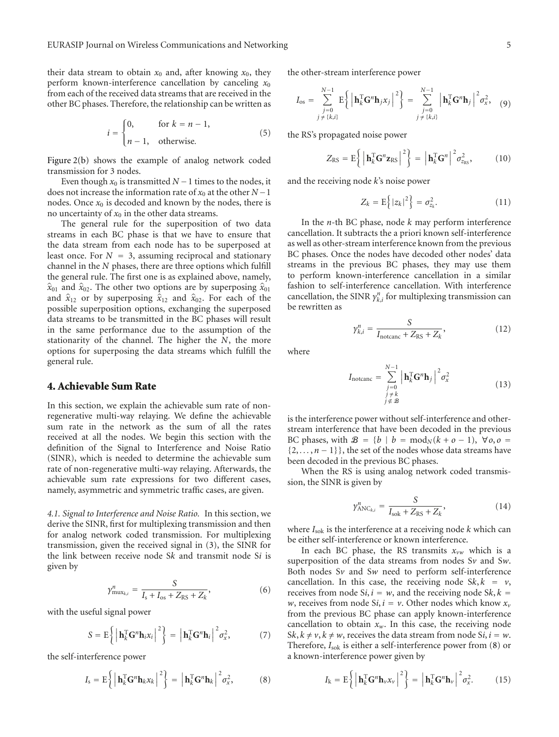their data stream to obtain $x_0$ and, after knowing $x_0$, they perform known-interference cancellation by canceling $x_0$ from each of the received data streams that are received in the other BC phases. Therefore, the relationship can be written as

$$i = \begin{cases} 0, & \text{for } k = n-1, \\ n-1, & \text{otherwise.} \end{cases} \tag{5}$$

Figure 2(b) shows the example of analog network coded transmission for 3 nodes.

Even though $x_0$ is transmitted $N-1$ times to the nodes, it does not increase the information rate of $x_0$ at the other $N-1$ nodes. Once $x_0$ is decoded and known by the nodes, there is no uncertainty of $x_0$ in the other data streams.

The general rule for the superposition of two data streams in each BC phase is that we have to ensure that the data stream from each node has to be superposed at least once. For $N = 3$, assuming reciprocal and stationary channel in the $N$ phases, there are three options which fulfill the general rule. The first one is as explained above, namely, $\hat{x}_{01}$ and $\hat{x}_{02}$. The other two options are by superposing $\hat{x}_{01}$ and $\hat{x}_{12}$ or by superposing $\hat{x}_{12}$ and $\hat{x}_{02}$. For each of the possible superposition options, exchanging the superposed data streams to be transmitted in the BC phases will result in the same performance due to the assumption of the stationarity of the channel. The higher the $N$, the more options for superposing the data streams which fulfill the general rule.

## 4. Achievable Sum Rate

In this section, we explain the achievable sum rate of non-regenerative multi-way relaying. We define the achievable sum rate in the network as the sum of all the rates received at all the nodes. We begin this section with the definition of the Signal to Interference and Noise Ratio (SINR), which is needed to determine the achievable sum rate of non-regenerative multi-way relaying. Afterwards, the achievable sum rate expressions for two different cases, namely, asymmetric and symmetric traffic cases, are given.

*4.1. Signal to Interference and Noise Ratio.* In this section, we derive the SINR, first for multiplexing transmission and then for analog network coded transmission. For multiplexing transmission, given the received signal in (3), the SINR for the link between receive node S$k$ and transmit node S$i$ is given by

$$\gamma^n_{\text{mux}_{k,i}} = \frac{S}{I_\text{s} + I_\text{os} + Z_\text{RS} + Z_k}, \tag{6}$$

with the useful signal power

$$S = \text{E}\left\{ \left| \mathbf{h}_k^\text{T} \mathbf{G}^n \mathbf{h}_i x_i \right|^2 \right\} = \left| \mathbf{h}_k^\text{T} \mathbf{G}^n \mathbf{h}_i \right|^2 \sigma_x^2, \tag{7}$$

the self-interference power

$$I_\text{s} = \text{E}\left\{ \left| \mathbf{h}_k^\text{T} \mathbf{G}^n \mathbf{h}_k x_k \right|^2 \right\} = \left| \mathbf{h}_k^\text{T} \mathbf{G}^n \mathbf{h}_k \right|^2 \sigma_x^2, \tag{8}$$

the other-stream interference power

$$I_\text{os} = \sum_{\substack{j=0 \\ j \neq \{k,i\}}}^{N-1} \text{E}\left\{ \left| \mathbf{h}_k^\text{T} \mathbf{G}^n \mathbf{h}_j x_j \right|^2 \right\} = \sum_{\substack{j=0 \\ j \neq \{k,i\}}}^{N-1} \left| \mathbf{h}_k^\text{T} \mathbf{G}^n \mathbf{h}_j \right|^2 \sigma_x^2, \tag{9}$$

the RS's propagated noise power

$$Z_\text{RS} = \text{E}\left\{ \left| \mathbf{h}_k^\text{T} \mathbf{G}^n \mathbf{z}_\text{RS} \right|^2 \right\} = \left| \mathbf{h}_k^\text{T} \mathbf{G}^n \right|^2 \sigma_{z_\text{RS}}^2, \tag{10}$$

and the receiving node $k$'s noise power

$$Z_k = \text{E}\left\{ |z_k|^2 \right\} = \sigma_{z_k}^2. \tag{11}$$

In the $n$-th BC phase, node $k$ may perform interference cancellation. It subtracts the a priori known self-interference as well as other-stream interference known from the previous BC phases. Once the nodes have decoded other nodes' data streams in the previous BC phases, they may use them to perform known-interference cancellation in a similar fashion to self-interference cancellation. With interference cancellation, the SINR $\gamma^n_{k,i}$ for multiplexing transmission can be rewritten as

$$\gamma^n_{k,i} = \frac{S}{I_\text{notcanc} + Z_\text{RS} + Z_k}, \tag{12}$$

where

$$I_\text{notcanc} = \sum_{\substack{j=0 \\ j \neq k \\ j \notin \mathcal{B}}}^{N-1} \left| \mathbf{h}_k^\text{T} \mathbf{G}^n \mathbf{h}_j \right|^2 \sigma_x^2 \tag{13}$$

is the interference power without self-interference and other-stream interference that have been decoded in the previous BC phases, with $\mathcal{B} = \{ b \mid b = \text{mod}_N(k + o - 1),\ \forall o, o = \{2, \ldots, n-1\} \}$, the set of the nodes whose data streams have been decoded in the previous BC phases.

When the RS is using analog network coded transmission, the SINR is given by

$$\gamma^n_{\text{ANC}_{k,i}} = \frac{S}{I_\text{sok} + Z_\text{RS} + Z_k}, \tag{14}$$

where $I_\text{sok}$ is the interference at a receiving node $k$ which can be either self-interference or known interference.

In each BC phase, the RS transmits $x_{vw}$ which is a superposition of the data streams from nodes S$v$ and S$w$. Both nodes S$v$ and S$w$ need to perform self-interference cancellation. In this case, the receiving node S$k, k = v$, receives from node S$i, i = w$, and the receiving node S$k, k = w$, receives from node S$i, i = v$. Other nodes which know $x_v$ from the previous BC phase can apply known-interference cancellation to obtain $x_w$. In this case, the receiving node S$k, k \neq v, k \neq w$, receives the data stream from node S$i, i = w$. Therefore, $I_\text{sok}$ is either a self-interference power from (8) or a known-interference power given by

$$I_\text{k} = \text{E}\left\{ \left| \mathbf{h}_k^\text{T} \mathbf{G}^n \mathbf{h}_v x_v \right|^2 \right\} = \left| \mathbf{h}_k^\text{T} \mathbf{G}^n \mathbf{h}_v \right|^2 \sigma_x^2. \tag{15}$$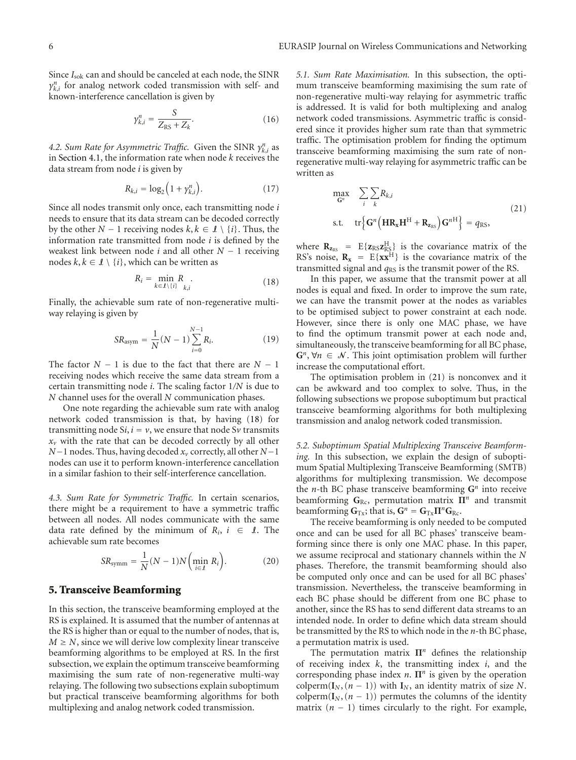Since $I_{\text{sok}}$ can and should be canceled at each node, the SINR $\gamma_{k,i}^{n}$ for analog network coded transmission with self- and known-interference cancellation is given by

$$\gamma_{k,i}^{n} = \frac{S}{Z_{\text{RS}} + Z_k}. \tag{16}$$

*4.2. Sum Rate for Asymmetric Traffic.* Given the SINR $\gamma_{k,i}^{n}$ as in Section 4.1, the information rate when node $k$ receives the data stream from node $i$ is given by

$$R_{k,i} = \log_2\left(1 + \gamma_{k,i}^{n}\right). \tag{17}$$

Since all nodes transmit only once, each transmitting node $i$ needs to ensure that its data stream can be decoded correctly by the other $N-1$ receiving nodes $k, k \in \mathcal{I} \setminus \{i\}$. Thus, the information rate transmitted from node $i$ is defined by the weakest link between node $i$ and all other $N-1$ receiving nodes $k, k \in \mathcal{I} \setminus \{i\}$, which can be written as

$$R_i = \min_{k \in \mathcal{I} \setminus \{i\}} R_{k,i}. \tag{18}$$

Finally, the achievable sum rate of non-regenerative multi-way relaying is given by

$$SR_{\text{asym}} = \frac{1}{N}(N-1)\sum_{i=0}^{N-1} R_i. \tag{19}$$

The factor $N-1$ is due to the fact that there are $N-1$ receiving nodes which receive the same data stream from a certain transmitting node $i$. The scaling factor $1/N$ is due to $N$ channel uses for the overall $N$ communication phases.

One note regarding the achievable sum rate with analog network coded transmission is that, by having (18) for transmitting node $\text{S}i, i = v$, we ensure that node $\text{S}v$ transmits $x_v$ with the rate that can be decoded correctly by all other $N-1$ nodes. Thus, having decoded $x_v$ correctly, all other $N-1$ nodes can use it to perform known-interference cancellation in a similar fashion to their self-interference cancellation.

*4.3. Sum Rate for Symmetric Traffic.* In certain scenarios, there might be a requirement to have a symmetric traffic between all nodes. All nodes communicate with the same data rate defined by the minimum of $R_i$, $i \in \mathcal{I}$. The achievable sum rate becomes

$$SR_{\text{symm}} = \frac{1}{N}(N-1)N\left(\min_{i \in \mathcal{I}} R_i\right). \tag{20}$$

## 5. Transceive Beamforming

In this section, the transceive beamforming employed at the RS is explained. It is assumed that the number of antennas at the RS is higher than or equal to the number of nodes, that is, $M \geq N$, since we will derive low complexity linear transceive beamforming algorithms to be employed at RS. In the first subsection, we explain the optimum transceive beamforming maximising the sum rate of non-regenerative multi-way relaying. The following two subsections explain suboptimum but practical transceive beamforming algorithms for both multiplexing and analog network coded transmission.

*5.1. Sum Rate Maximisation.* In this subsection, the optimum transceive beamforming maximising the sum rate of non-regenerative multi-way relaying for asymmetric traffic is addressed. It is valid for both multiplexing and analog network coded transmissions. Asymmetric traffic is considered since it provides higher sum rate than that symmetric traffic. The optimisation problem for finding the optimum transceive beamforming maximising the sum rate of non-regenerative multi-way relaying for asymmetric traffic can be written as

$$\begin{aligned}
&\max_{\mathbf{G}^n} \quad \sum_i \sum_k R_{k,i} \\
&\text{s.t.} \quad \operatorname{tr}\left\{\mathbf{G}^n\left(\mathbf{H}\mathbf{R}_{\mathbf{x}}\mathbf{H}^{\text{H}} + \mathbf{R}_{\mathbf{z}_{\text{RS}}}\right)\mathbf{G}^{n\text{H}}\right\} = q_{\text{RS}},
\end{aligned} \tag{21}$$

where $\mathbf{R}_{\mathbf{z}_{\text{RS}}} = \text{E}\{\mathbf{z}_{\text{RS}}\mathbf{z}_{\text{RS}}^{\text{H}}\}$ is the covariance matrix of the RS's noise, $\mathbf{R}_{\mathbf{x}} = \text{E}\{\mathbf{x}\mathbf{x}^{\text{H}}\}$ is the covariance matrix of the transmitted signal and $q_{\text{RS}}$ is the transmit power of the RS.

In this paper, we assume that the transmit power at all nodes is equal and fixed. In order to improve the sum rate, we can have the transmit power at the nodes as variables to be optimised subject to power constraint at each node. However, since there is only one MAC phase, we have to find the optimum transmit power at each node and, simultaneously, the transceive beamforming for all BC phase, $\mathbf{G}^n, \forall n \in \mathcal{N}$. This joint optimisation problem will further increase the computational effort.

The optimisation problem in (21) is nonconvex and it can be awkward and too complex to solve. Thus, in the following subsections we propose suboptimum but practical transceive beamforming algorithms for both multiplexing transmission and analog network coded transmission.

*5.2. Suboptimum Spatial Multiplexing Transceive Beamforming.* In this subsection, we explain the design of suboptimum Spatial Multiplexing Transceive Beamforming (SMTB) algorithms for multiplexing transmission. We decompose the $n$-th BC phase transceive beamforming $\mathbf{G}^n$ into receive beamforming $\mathbf{G}_{\text{Rc}}$, permutation matrix $\mathbf{\Pi}^n$ and transmit beamforming $\mathbf{G}_{\text{Tx}}$; that is, $\mathbf{G}^n = \mathbf{G}_{\text{Tx}}\mathbf{\Pi}^n\mathbf{G}_{\text{Rc}}$.

The receive beamforming is only needed to be computed once and can be used for all BC phases' transceive beamforming since there is only one MAC phase. In this paper, we assume reciprocal and stationary channels within the $N$ phases. Therefore, the transmit beamforming should also be computed only once and can be used for all BC phases' transmission. Nevertheless, the transceive beamforming in each BC phase should be different from one BC phase to another, since the RS has to send different data streams to an intended node. In order to define which data stream should be transmitted by the RS to which node in the $n$-th BC phase, a permutation matrix is used.

The permutation matrix $\mathbf{\Pi}^n$ defines the relationship of receiving index $k$, the transmitting index $i$, and the corresponding phase index $n$. $\mathbf{\Pi}^n$ is given by the operation $\text{colperm}(\mathbf{I}_N, (n-1))$ with $\mathbf{I}_N$, an identity matrix of size $N$. $\text{colperm}(\mathbf{I}_N, (n-1))$ permutes the columns of the identity matrix $(n-1)$ times circularly to the right. For example,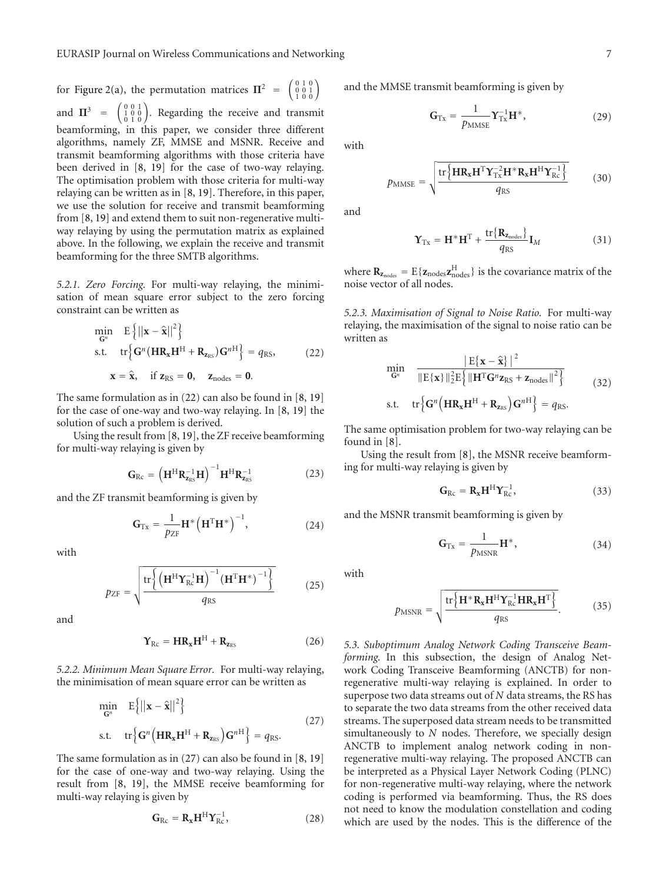for Figure 2(a), the permutation matrices $\mathbf{\Pi}^2 = \begin{pmatrix} 0 & 1 & 0 \\ 0 & 0 & 1 \\ 1 & 0 & 0 \end{pmatrix}$ and $\mathbf{\Pi}^3 = \begin{pmatrix} 0 & 0 & 1 \\ 1 & 0 & 0 \\ 0 & 1 & 0 \end{pmatrix}$. Regarding the receive and transmit beamforming, in this paper, we consider three different algorithms, namely ZF, MMSE and MSNR. Receive and transmit beamforming algorithms with those criteria have been derived in [8, 19] for the case of two-way relaying. The optimisation problem with those criteria for multi-way relaying can be written as in [8, 19]. Therefore, in this paper, we use the solution for receive and transmit beamforming from [8, 19] and extend them to suit non-regenerative multi-way relaying by using the permutation matrix as explained above. In the following, we explain the receive and transmit beamforming for the three SMTB algorithms.

*5.2.1. Zero Forcing.* For multi-way relaying, the minimisation of mean square error subject to the zero forcing constraint can be written as

$$
\begin{aligned}
\min_{\mathbf{G}^n} \quad & \mathrm{E}\left\{ \|\mathbf{x} - \widehat{\mathbf{x}}\|^2 \right\} \\
\text{s.t.} \quad & \mathrm{tr}\left\{ \mathbf{G}^n \left( \mathbf{H}\mathbf{R}_{\mathbf{x}}\mathbf{H}^{\mathrm{H}} + \mathbf{R}_{\mathbf{z}_{\mathrm{RS}}} \right) \mathbf{G}^{n\mathrm{H}} \right\} = q_{\mathrm{RS}}, \\
& \mathbf{x} = \widehat{\mathbf{x}}, \quad \text{if } \mathbf{z}_{\mathrm{RS}} = \mathbf{0}, \quad \mathbf{z}_{\mathrm{nodes}} = \mathbf{0}.
\end{aligned} \tag{22}
$$

The same formulation as in (22) can also be found in [8, 19] for the case of one-way and two-way relaying. In [8, 19] the solution of such a problem is derived.

Using the result from [8, 19], the ZF receive beamforming for multi-way relaying is given by

$$
\mathbf{G}_{\mathrm{Rc}} = \left( \mathbf{H}^{\mathrm{H}} \mathbf{R}_{\mathbf{z}_{\mathrm{RS}}}^{-1} \mathbf{H} \right)^{-1} \mathbf{H}^{\mathrm{H}} \mathbf{R}_{\mathbf{z}_{\mathrm{RS}}}^{-1} \tag{23}
$$

and the ZF transmit beamforming is given by

$$
\mathbf{G}_{\mathrm{Tx}} = \frac{1}{p_{\mathrm{ZF}}} \mathbf{H}^{*} \left( \mathbf{H}^{\mathrm{T}} \mathbf{H}^{*} \right)^{-1}, \tag{24}
$$

with

$$
p_{\mathrm{ZF}} = \sqrt{\frac{\mathrm{tr}\left\{ \left( \mathbf{H}^{\mathrm{H}} \mathbf{\Upsilon}_{\mathrm{Rc}}^{-1} \mathbf{H} \right)^{-1} \left( \mathbf{H}^{\mathrm{T}} \mathbf{H}^{*} \right)^{-1} \right\}}{q_{\mathrm{RS}}}} \tag{25}
$$

and

$$
\mathbf{\Upsilon}_{\mathrm{Rc}} = \mathbf{H}\mathbf{R}_{\mathbf{x}}\mathbf{H}^{\mathrm{H}} + \mathbf{R}_{\mathbf{z}_{\mathrm{RS}}} \tag{26}
$$

*5.2.2. Minimum Mean Square Error.* For multi-way relaying, the minimisation of mean square error can be written as

$$
\begin{aligned}
\min_{\mathbf{G}^n} \quad & \mathrm{E}\left\{ \|\mathbf{x} - \widehat{\mathbf{x}}\|^2 \right\} \\
\text{s.t.} \quad & \mathrm{tr}\left\{ \mathbf{G}^n \left( \mathbf{H}\mathbf{R}_{\mathbf{x}}\mathbf{H}^{\mathrm{H}} + \mathbf{R}_{\mathbf{z}_{\mathrm{RS}}} \right) \mathbf{G}^{n\mathrm{H}} \right\} = q_{\mathrm{RS}}.
\end{aligned} \tag{27}
$$

The same formulation as in (27) can also be found in [8, 19] for the case of one-way and two-way relaying. Using the result from [8, 19], the MMSE receive beamforming for multi-way relaying is given by

$$
\mathbf{G}_{\mathrm{Rc}} = \mathbf{R}_{\mathbf{x}} \mathbf{H}^{\mathrm{H}} \mathbf{\Upsilon}_{\mathrm{Rc}}^{-1}, \tag{28}
$$

and the MMSE transmit beamforming is given by

$$
\mathbf{G}_{\mathrm{Tx}} = \frac{1}{p_{\mathrm{MMSE}}} \mathbf{\Upsilon}_{\mathrm{Tx}}^{-1} \mathbf{H}^{*}, \tag{29}
$$

with

$$
p_{\mathrm{MMSE}} = \sqrt{\frac{\mathrm{tr}\left\{ \mathbf{H}\mathbf{R}_{\mathbf{x}}\mathbf{H}^{\mathrm{T}} \mathbf{\Upsilon}_{\mathrm{Tx}}^{-2} \mathbf{H}^{*} \mathbf{R}_{\mathbf{x}} \mathbf{H}^{\mathrm{H}} \mathbf{\Upsilon}_{\mathrm{Rc}}^{-1} \right\}}{q_{\mathrm{RS}}}} \tag{30}
$$

and

$$
\mathbf{\Upsilon}_{\mathrm{Tx}} = \mathbf{H}^{*}\mathbf{H}^{\mathrm{T}} + \frac{\mathrm{tr}\left\{ \mathbf{R}_{\mathbf{z}_{\mathrm{nodes}}} \right\}}{q_{\mathrm{RS}}} \mathbf{I}_{M} \tag{31}
$$

where $\mathbf{R}_{\mathbf{z}_{\mathrm{nodes}}} = \mathrm{E}\{\mathbf{z}_{\mathrm{nodes}}\mathbf{z}_{\mathrm{nodes}}^{\mathrm{H}}\}$ is the covariance matrix of the noise vector of all nodes.

*5.2.3. Maximisation of Signal to Noise Ratio.* For multi-way relaying, the maximisation of the signal to noise ratio can be written as

$$
\begin{aligned}
\min_{\mathbf{G}^n} \quad & \frac{\left| \mathrm{E}\{\mathbf{x} - \widehat{\mathbf{x}}\} \right|^2}{\|\mathrm{E}\{\mathbf{x}\}\|_2^2 \mathrm{E}\left\{ \|\mathbf{H}^{\mathrm{T}}\mathbf{G}^n \mathbf{z}_{\mathrm{RS}} + \mathbf{z}_{\mathrm{nodes}}\|^2 \right\}} \\
\text{s.t.} \quad & \mathrm{tr}\left\{ \mathbf{G}^n \left( \mathbf{H}\mathbf{R}_{\mathbf{x}}\mathbf{H}^{\mathrm{H}} + \mathbf{R}_{\mathbf{z}_{\mathrm{RS}}} \right) \mathbf{G}^{n\mathrm{H}} \right\} = q_{\mathrm{RS}}.
\end{aligned} \tag{32}
$$

The same optimisation problem for two-way relaying can be found in [8].

Using the result from [8], the MSNR receive beamforming for multi-way relaying is given by

$$
\mathbf{G}_{\mathrm{Rc}} = \mathbf{R}_{\mathbf{x}} \mathbf{H}^{\mathrm{H}} \mathbf{\Upsilon}_{\mathrm{Rc}}^{-1}, \tag{33}
$$

and the MSNR transmit beamforming is given by

$$
\mathbf{G}_{\mathrm{Tx}} = \frac{1}{p_{\mathrm{MSNR}}} \mathbf{H}^{*}, \tag{34}
$$

with

$$
p_{\mathrm{MSNR}} = \sqrt{\frac{\mathrm{tr}\left\{ \mathbf{H}^{*} \mathbf{R}_{\mathbf{x}} \mathbf{H}^{\mathrm{H}} \mathbf{\Upsilon}_{\mathrm{Rc}}^{-1} \mathbf{H} \mathbf{R}_{\mathbf{x}} \mathbf{H}^{\mathrm{T}} \right\}}{q_{\mathrm{RS}}}}. \tag{35}
$$

*5.3. Suboptimum Analog Network Coding Transceive Beamforming.* In this subsection, the design of Analog Network Coding Transceive Beamforming (ANCTB) for non-regenerative multi-way relaying is explained. In order to superpose two data streams out of $N$ data streams, the RS has to separate the two data streams from the other received data streams. The superposed data stream needs to be transmitted simultaneously to $N$ nodes. Therefore, we specially design ANCTB to implement analog network coding in non-regenerative multi-way relaying. The proposed ANCTB can be interpreted as a Physical Layer Network Coding (PLNC) for non-regenerative multi-way relaying, where the network coding is performed via beamforming. Thus, the RS does not need to know the modulation constellation and coding which are used by the nodes. This is the difference of the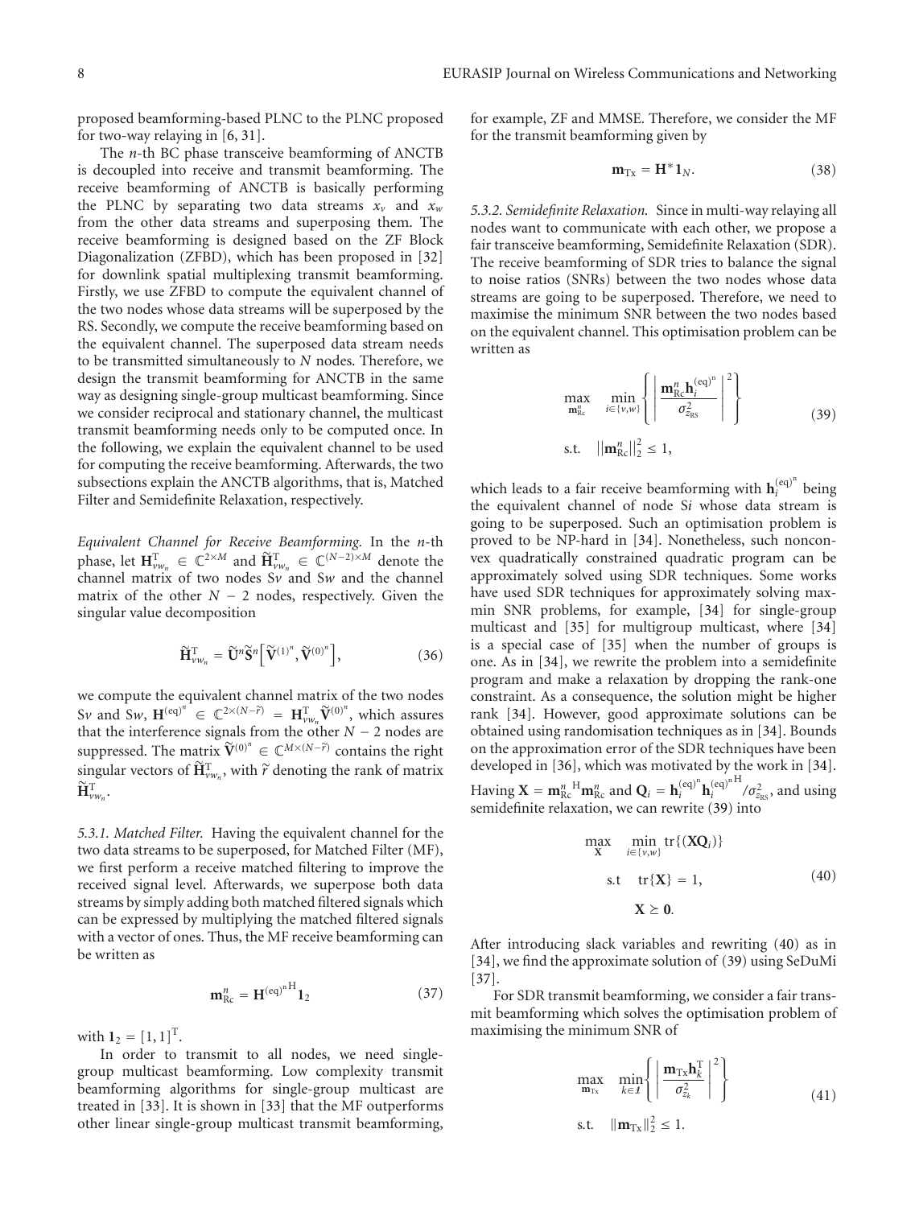proposed beamforming-based PLNC to the PLNC proposed for two-way relaying in [6, 31].

The $n$-th BC phase transceive beamforming of ANCTB is decoupled into receive and transmit beamforming. The receive beamforming of ANCTB is basically performing the PLNC by separating two data streams $x_v$ and $x_w$ from the other data streams and superposing them. The receive beamforming is designed based on the ZF Block Diagonalization (ZFBD), which has been proposed in [32] for downlink spatial multiplexing transmit beamforming. Firstly, we use ZFBD to compute the equivalent channel of the two nodes whose data streams will be superposed by the RS. Secondly, we compute the receive beamforming based on the equivalent channel. The superposed data stream needs to be transmitted simultaneously to $N$ nodes. Therefore, we design the transmit beamforming for ANCTB in the same way as designing single-group multicast beamforming. Since we consider reciprocal and stationary channel, the multicast transmit beamforming needs only to be computed once. In the following, we explain the equivalent channel to be used for computing the receive beamforming. Afterwards, the two subsections explain the ANCTB algorithms, that is, Matched Filter and Semidefinite Relaxation, respectively.

*Equivalent Channel for Receive Beamforming.* In the $n$-th phase, let $\mathbf{H}_{vw_n}^{\mathrm{T}} \in \mathbb{C}^{2\times M}$ and $\widetilde{\mathbf{H}}_{vw_n}^{\mathrm{T}} \in \mathbb{C}^{(N-2)\times M}$ denote the channel matrix of two nodes S$v$ and S$w$ and the channel matrix of the other $N-2$ nodes, respectively. Given the singular value decomposition

$$\widetilde{\mathbf{H}}_{vw_n}^{\mathrm{T}} = \widetilde{\mathbf{U}}^n \widetilde{\mathbf{S}}^n \left[\widetilde{\mathbf{V}}^{(1)^n}, \widetilde{\mathbf{V}}^{(0)^n}\right], \tag{36}$$

we compute the equivalent channel matrix of the two nodes S$v$ and S$w$, $\mathbf{H}^{(\mathrm{eq})^n} \in \mathbb{C}^{2\times(N-\tilde{r})} = \mathbf{H}_{vw_n}^{\mathrm{T}} \widetilde{\mathbf{V}}^{(0)^n}$, which assures that the interference signals from the other $N-2$ nodes are suppressed. The matrix $\widetilde{\mathbf{V}}^{(0)^n} \in \mathbb{C}^{M\times(N-\tilde{r})}$ contains the right singular vectors of $\widetilde{\mathbf{H}}_{vw_n}^{\mathrm{T}}$, with $\tilde{r}$ denoting the rank of matrix $\widetilde{\mathbf{H}}_{vw_n}^{\mathrm{T}}$.

*5.3.1. Matched Filter.* Having the equivalent channel for the two data streams to be superposed, for Matched Filter (MF), we first perform a receive matched filtering to improve the received signal level. Afterwards, we superpose both data streams by simply adding both matched filtered signals which can be expressed by multiplying the matched filtered signals with a vector of ones. Thus, the MF receive beamforming can be written as

$$\mathbf{m}_{\mathrm{Rc}}^n = \mathbf{H}^{(\mathrm{eq})^n \mathrm{H}} \mathbf{1}_2 \tag{37}$$

with $\mathbf{1}_2 = [1, 1]^{\mathrm{T}}$.

In order to transmit to all nodes, we need single-group multicast beamforming. Low complexity transmit beamforming algorithms for single-group multicast are treated in [33]. It is shown in [33] that the MF outperforms other linear single-group multicast transmit beamforming, for example, ZF and MMSE. Therefore, we consider the MF for the transmit beamforming given by

$$\mathbf{m}_{\mathrm{Tx}} = \mathbf{H}^* \mathbf{1}_N. \tag{38}$$

*5.3.2. Semidefinite Relaxation.* Since in multi-way relaying all nodes want to communicate with each other, we propose a fair transceive beamforming, Semidefinite Relaxation (SDR). The receive beamforming of SDR tries to balance the signal to noise ratios (SNRs) between the two nodes whose data streams are going to be superposed. Therefore, we need to maximise the minimum SNR between the two nodes based on the equivalent channel. This optimisation problem can be written as

$$\begin{aligned}
&\max_{\mathbf{m}_{\mathrm{Rc}}^n} \quad \min_{i\in\{v,w\}} \left\{ \left| \frac{\mathbf{m}_{\mathrm{Rc}}^n \mathbf{h}_i^{(\mathrm{eq})^n}}{\sigma_{z_{\mathrm{RS}}}^2} \right|^2 \right\} \\
&\text{s.t.} \quad \left\|\mathbf{m}_{\mathrm{Rc}}^n\right\|_2^2 \leq 1,
\end{aligned} \tag{39}$$

which leads to a fair receive beamforming with $\mathbf{h}_i^{(\mathrm{eq})^n}$ being the equivalent channel of node S$i$ whose data stream is going to be superposed. Such an optimisation problem is proved to be NP-hard in [34]. Nonetheless, such nonconvex quadratically constrained quadratic program can be approximately solved using SDR techniques. Some works have used SDR techniques for approximately solving max-min SNR problems, for example, [34] for single-group multicast and [35] for multigroup multicast, where [34] is a special case of [35] when the number of groups is one. As in [34], we rewrite the problem into a semidefinite program and make a relaxation by dropping the rank-one constraint. As a consequence, the solution might be higher rank [34]. However, good approximate solutions can be obtained using randomisation techniques as in [34]. Bounds on the approximation error of the SDR techniques have been developed in [36], which was motivated by the work in [34]. Having $\mathbf{X} = \mathbf{m}_{\mathrm{Rc}}^{n\,\mathrm{H}} \mathbf{m}_{\mathrm{Rc}}^n$ and $\mathbf{Q}_i = \mathbf{h}_i^{(\mathrm{eq})^n} \mathbf{h}_i^{(\mathrm{eq})^n \mathrm{H}} / \sigma_{z_{\mathrm{RS}}}^2$, and using semidefinite relaxation, we can rewrite (39) into

$$\begin{aligned}
&\max_{\mathbf{X}} \quad \min_{i\in\{v,w\}} \operatorname{tr}\{(\mathbf{X}\mathbf{Q}_i)\} \\
&\text{s.t} \quad \operatorname{tr}\{\mathbf{X}\} = 1, \\
&\qquad \mathbf{X} \succeq \mathbf{0}.
\end{aligned} \tag{40}$$

After introducing slack variables and rewriting (40) as in [34], we find the approximate solution of (39) using SeDuMi [37].

For SDR transmit beamforming, we consider a fair transmit beamforming which solves the optimisation problem of maximising the minimum SNR of

$$\begin{aligned}
&\max_{\mathbf{m}_{\mathrm{Tx}}} \quad \min_{k\in\mathcal{I}} \left\{ \left| \frac{\mathbf{m}_{\mathrm{Tx}} \mathbf{h}_k^{\mathrm{T}}}{\sigma_{z_k}^2} \right|^2 \right\} \\
&\text{s.t.} \quad \|\mathbf{m}_{\mathrm{Tx}}\|_2^2 \leq 1.
\end{aligned} \tag{41}$$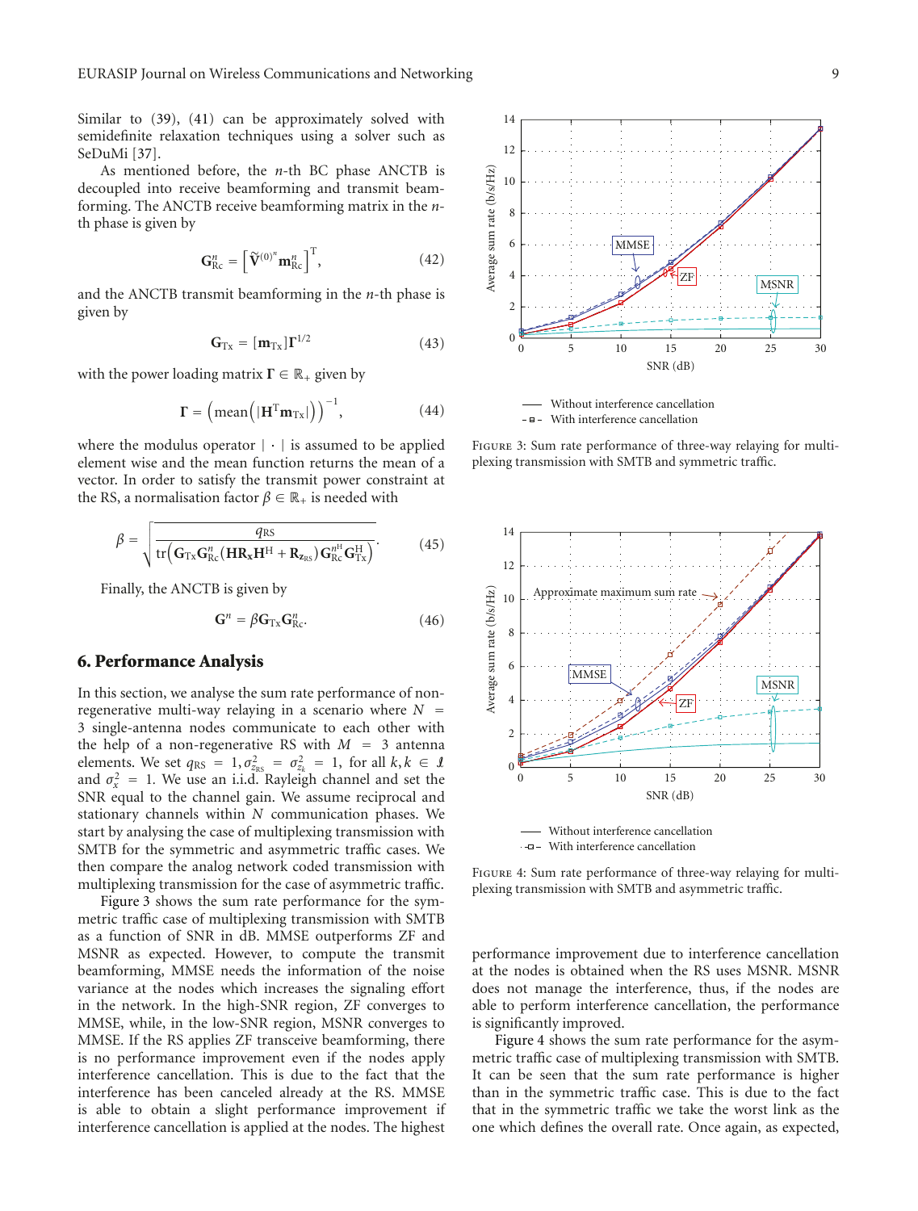Similar to (39), (41) can be approximately solved with semidefinite relaxation techniques using a solver such as SeDuMi [37].

As mentioned before, the $n$-th BC phase ANCTB is decoupled into receive beamforming and transmit beamforming. The ANCTB receive beamforming matrix in the $n$-th phase is given by

$$\mathbf{G}_{\text{Rc}}^{n} = \left[\tilde{\mathbf{V}}^{(0)^{n}} \mathbf{m}_{\text{Rc}}^{n}\right]^{\text{T}}, \tag{42}$$

and the ANCTB transmit beamforming in the $n$-th phase is given by

$$\mathbf{G}_{\text{Tx}} = [\mathbf{m}_{\text{Tx}}]\boldsymbol{\Gamma}^{1/2} \tag{43}$$

with the power loading matrix $\boldsymbol{\Gamma} \in \mathbb{R}_{+}$ given by

$$\boldsymbol{\Gamma} = \left(\text{mean}\left(|\mathbf{H}^{\text{T}}\mathbf{m}_{\text{Tx}}|\right)\right)^{-1}, \tag{44}$$

where the modulus operator $|\cdot|$ is assumed to be applied element wise and the mean function returns the mean of a vector. In order to satisfy the transmit power constraint at the RS, a normalisation factor $\beta \in \mathbb{R}_{+}$ is needed with

$$\beta = \sqrt{\frac{q_{\text{RS}}}{\text{tr}\left(\mathbf{G}_{\text{Tx}}\mathbf{G}_{\text{Rc}}^{n}\left(\mathbf{H}\mathbf{R}_{\mathbf{x}}\mathbf{H}^{\text{H}} + \mathbf{R}_{\mathbf{z}_{\text{RS}}}\right)\mathbf{G}_{\text{Rc}}^{n\text{H}}\mathbf{G}_{\text{Tx}}^{\text{H}}\right)}}. \tag{45}$$

Finally, the ANCTB is given by

$$\mathbf{G}^{n} = \beta\mathbf{G}_{\text{Tx}}\mathbf{G}_{\text{Rc}}^{n}. \tag{46}$$

## 6. Performance Analysis

In this section, we analyse the sum rate performance of non-regenerative multi-way relaying in a scenario where $N = 3$ single-antenna nodes communicate to each other with the help of a non-regenerative RS with $M = 3$ antenna elements. We set $q_{\text{RS}} = 1, \sigma_{z_{\text{RS}}}^2 = \sigma_{z_k}^2 = 1$, for all $k, k \in \mathcal{I}$ and $\sigma_x^2 = 1$. We use an i.i.d. Rayleigh channel and set the SNR equal to the channel gain. We assume reciprocal and stationary channels within $N$ communication phases. We start by analysing the case of multiplexing transmission with SMTB for the symmetric and asymmetric traffic cases. We then compare the analog network coded transmission with multiplexing transmission for the case of asymmetric traffic.

Figure 3 shows the sum rate performance for the symmetric traffic case of multiplexing transmission with SMTB as a function of SNR in dB. MMSE outperforms ZF and MSNR as expected. However, to compute the transmit beamforming, MMSE needs the information of the noise variance at the nodes which increases the signaling effort in the network. In the high-SNR region, ZF converges to MMSE, while, in the low-SNR region, MSNR converges to MMSE. If the RS applies ZF transceive beamforming, there is no performance improvement even if the nodes apply interference cancellation. This is due to the fact that the interference has been canceled already at the RS. MMSE is able to obtain a slight performance improvement if interference cancellation is applied at the nodes. The highest performance improvement due to interference cancellation at the nodes is obtained when the RS uses MSNR. MSNR does not manage the interference, thus, if the nodes are able to perform interference cancellation, the performance is significantly improved.

Figure 3: Sum rate performance of three-way relaying for multiplexing transmission with SMTB and symmetric traffic.

Figure 4: Sum rate performance of three-way relaying for multiplexing transmission with SMTB and asymmetric traffic.

Figure 4 shows the sum rate performance for the asymmetric traffic case of multiplexing transmission with SMTB. It can be seen that the sum rate performance is higher than in the symmetric traffic case. This is due to the fact that in the symmetric traffic case we take the worst link as the one which defines the overall rate. Once again, as expected,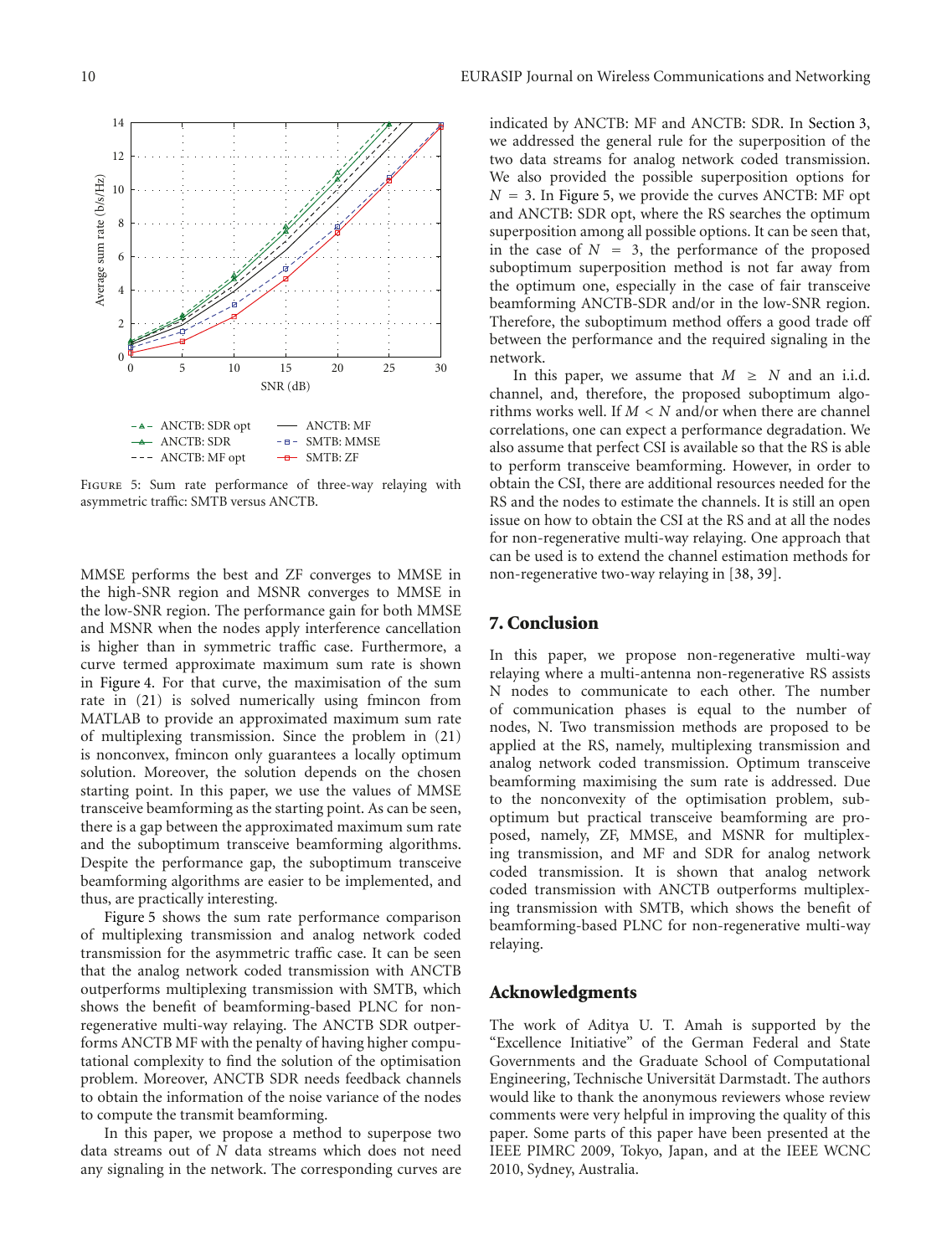14
12
10
8
6
4
2
0
0
5
10
15
20
25
30
Average sum rate (b/s/Hz)
SNR (dB)

ANCTB: SDR opt
ANCTB: SDR
ANCTB: MF opt
ANCTB: MF
SMTB: MMSE
SMTB: ZF

Figure 5: Sum rate performance of three-way relaying with asymmetric traffic: SMTB versus ANCTB.

MMSE performs the best and ZF converges to MMSE in the high-SNR region and MSNR converges to MMSE in the low-SNR region. The performance gain for both MMSE and MSNR when the nodes apply interference cancellation is higher than in symmetric traffic case. Furthermore, a curve termed approximate maximum sum rate is shown in Figure 4. For that curve, the maximisation of the sum rate in (21) is solved numerically using fmincon from MATLAB to provide an approximated maximum sum rate of multiplexing transmission. Since the problem in (21) is nonconvex, fmincon only guarantees a locally optimum solution. Moreover, the solution depends on the chosen starting point. In this paper, we use the values of MMSE transceive beamforming as the starting point. As can be seen, there is a gap between the approximated maximum sum rate and the suboptimum transceive beamforming algorithms. Despite the performance gap, the suboptimum transceive beamforming algorithms are easier to be implemented, and thus, are practically interesting.

Figure 5 shows the sum rate performance comparison of multiplexing transmission and analog network coded transmission for the asymmetric traffic case. It can be seen that the analog network coded transmission with ANCTB outperforms multiplexing transmission with SMTB, which shows the benefit of beamforming-based PLNC for non-regenerative multi-way relaying. The ANCTB SDR outperforms ANCTB MF with the penalty of having higher computational complexity to find the solution of the optimisation problem. Moreover, ANCTB SDR needs feedback channels to obtain the information of the noise variance of the nodes to compute the transmit beamforming.

In this paper, we propose a method to superpose two data streams out of $N$ data streams which does not need any signaling in the network. The corresponding curves are indicated by ANCTB: MF and ANCTB: SDR. In Section 3, we addressed the general rule for the superposition of the two data streams for analog network coded transmission. We also provided the possible superposition options for $N = 3$. In Figure 5, we provide the curves ANCTB: MF opt and ANCTB: SDR opt, where the RS searches the optimum superposition among all possible options. It can be seen that, in the case of $N = 3$, the performance of the proposed suboptimum superposition method is not far away from the optimum one, especially in the case of fair transceive beamforming ANCTB-SDR and/or in the low-SNR region. Therefore, the suboptimum method offers a good trade off between the performance and the required signaling in the network.

In this paper, we assume that $M \geq N$ and an i.i.d. channel, and, therefore, the proposed suboptimum algorithms works well. If $M < N$ and/or when there are channel correlations, one can expect a performance degradation. We also assume that perfect CSI is available so that the RS is able to perform transceive beamforming. However, in order to obtain the CSI, there are additional resources needed for the RS and the nodes to estimate the channels. It is still an open issue on how to obtain the CSI at the RS and at all the nodes for non-regenerative multi-way relaying. One approach that can be used is to extend the channel estimation methods for non-regenerative two-way relaying in [38, 39].

## 7. Conclusion

In this paper, we propose non-regenerative multi-way relaying where a multi-antenna non-regenerative RS assists N nodes to communicate to each other. The number of communication phases is equal to the number of nodes, N. Two transmission methods are proposed to be applied at the RS, namely, multiplexing transmission and analog network coded transmission. Optimum transceive beamforming maximising the sum rate is addressed. Due to the nonconvexity of the optimisation problem, suboptimum but practical transceive beamforming are proposed, namely, ZF, MMSE, and MSNR for multiplexing transmission, and MF and SDR for analog network coded transmission. It is shown that analog network coded transmission with ANCTB outperforms multiplexing transmission with SMTB, which shows the benefit of beamforming-based PLNC for non-regenerative multi-way relaying.

## Acknowledgments

The work of Aditya U. T. Amah is supported by the "Excellence Initiative" of the German Federal and State Governments and the Graduate School of Computational Engineering, Technische Universität Darmstadt. The authors would like to thank the anonymous reviewers whose review comments were very helpful in improving the quality of this paper. Some parts of this paper have been presented at the IEEE PIMRC 2009, Tokyo, Japan, and at the IEEE WCNC 2010, Sydney, Australia.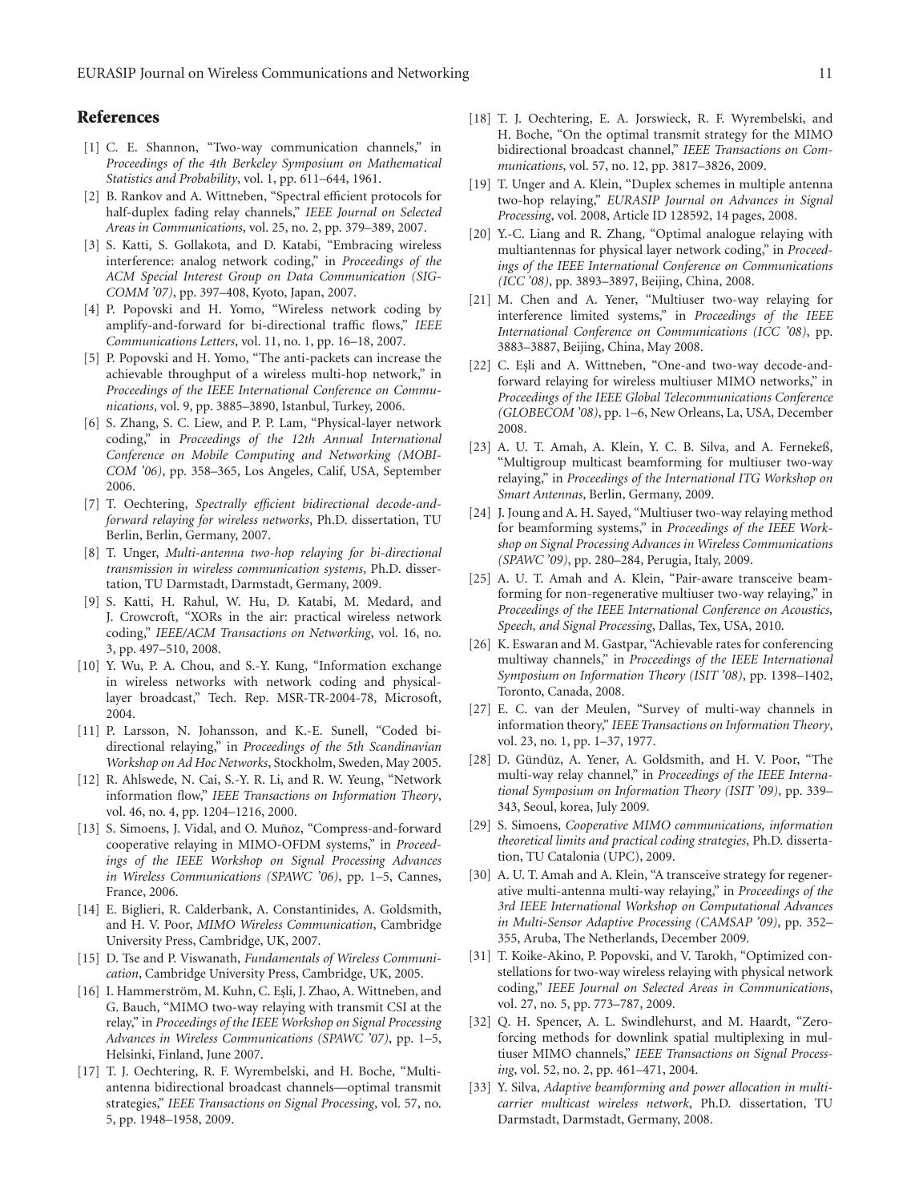## References

[1] C. E. Shannon, "Two-way communication channels," in *Proceedings of the 4th Berkeley Symposium on Mathematical Statistics and Probability*, vol. 1, pp. 611–644, 1961.

[2] B. Rankov and A. Wittneben, "Spectral efficient protocols for half-duplex fading relay channels," *IEEE Journal on Selected Areas in Communications*, vol. 25, no. 2, pp. 379–389, 2007.

[3] S. Katti, S. Gollakota, and D. Katabi, "Embracing wireless interference: analog network coding," in *Proceedings of the ACM Special Interest Group on Data Communication (SIGCOMM '07)*, pp. 397–408, Kyoto, Japan, 2007.

[4] P. Popovski and H. Yomo, "Wireless network coding by amplify-and-forward for bi-directional traffic flows," *IEEE Communications Letters*, vol. 11, no. 1, pp. 16–18, 2007.

[5] P. Popovski and H. Yomo, "The anti-packets can increase the achievable throughput of a wireless multi-hop network," in *Proceedings of the IEEE International Conference on Communications*, vol. 9, pp. 3885–3890, Istanbul, Turkey, 2006.

[6] S. Zhang, S. C. Liew, and P. P. Lam, "Physical-layer network coding," in *Proceedings of the 12th Annual International Conference on Mobile Computing and Networking (MOBICOM '06)*, pp. 358–365, Los Angeles, Calif, USA, September 2006.

[7] T. Oechtering, *Spectrally efficient bidirectional decode-and-forward relaying for wireless networks*, Ph.D. dissertation, TU Berlin, Berlin, Germany, 2007.

[8] T. Unger, *Multi-antenna two-hop relaying for bi-directional transmission in wireless communication systems*, Ph.D. dissertation, TU Darmstadt, Darmstadt, Germany, 2009.

[9] S. Katti, H. Rahul, W. Hu, D. Katabi, M. Medard, and J. Crowcroft, "XORs in the air: practical wireless network coding," *IEEE/ACM Transactions on Networking*, vol. 16, no. 3, pp. 497–510, 2008.

[10] Y. Wu, P. A. Chou, and S.-Y. Kung, "Information exchange in wireless networks with network coding and physical-layer broadcast," Tech. Rep. MSR-TR-2004-78, Microsoft, 2004.

[11] P. Larsson, N. Johansson, and K.-E. Sunell, "Coded bi-directional relaying," in *Proceedings of the 5th Scandinavian Workshop on Ad Hoc Networks*, Stockholm, Sweden, May 2005.

[12] R. Ahlswede, N. Cai, S.-Y. R. Li, and R. W. Yeung, "Network information flow," *IEEE Transactions on Information Theory*, vol. 46, no. 4, pp. 1204–1216, 2000.

[13] S. Simoens, J. Vidal, and O. Muñoz, "Compress-and-forward cooperative relaying in MIMO-OFDM systems," in *Proceedings of the IEEE Workshop on Signal Processing Advances in Wireless Communications (SPAWC '06)*, pp. 1–5, Cannes, France, 2006.

[14] E. Biglieri, R. Calderbank, A. Constantinides, A. Goldsmith, and H. V. Poor, *MIMO Wireless Communication*, Cambridge University Press, Cambridge, UK, 2007.

[15] D. Tse and P. Viswanath, *Fundamentals of Wireless Communication*, Cambridge University Press, Cambridge, UK, 2005.

[16] I. Hammerström, M. Kuhn, C. Eşli, J. Zhao, A. Wittneben, and G. Bauch, "MIMO two-way relaying with transmit CSI at the relay," in *Proceedings of the IEEE Workshop on Signal Processing Advances in Wireless Communications (SPAWC '07)*, pp. 1–5, Helsinki, Finland, June 2007.

[17] T. J. Oechtering, R. F. Wyrembelski, and H. Boche, "Multi-antenna bidirectional broadcast channels—optimal transmit strategies," *IEEE Transactions on Signal Processing*, vol. 57, no. 5, pp. 1948–1958, 2009.

[18] T. J. Oechtering, E. A. Jorswieck, R. F. Wyrembelski, and H. Boche, "On the optimal transmit strategy for the MIMO bidirectional broadcast channel," *IEEE Transactions on Communications*, vol. 57, no. 12, pp. 3817–3826, 2009.

[19] T. Unger and A. Klein, "Duplex schemes in multiple antenna two-hop relaying," *EURASIP Journal on Advances in Signal Processing*, vol. 2008, Article ID 128592, 14 pages, 2008.

[20] Y.-C. Liang and R. Zhang, "Optimal analogue relaying with multiantennas for physical layer network coding," in *Proceedings of the IEEE International Conference on Communications (ICC '08)*, pp. 3893–3897, Beijing, China, 2008.

[21] M. Chen and A. Yener, "Multiuser two-way relaying for interference limited systems," in *Proceedings of the IEEE International Conference on Communications (ICC '08)*, pp. 3883–3887, Beijing, China, May 2008.

[22] C. Eşli and A. Wittneben, "One-and two-way decode-and-forward relaying for wireless multiuser MIMO networks," in *Proceedings of the IEEE Global Telecommunications Conference (GLOBECOM '08)*, pp. 1–6, New Orleans, La, USA, December 2008.

[23] A. U. T. Amah, A. Klein, Y. C. B. Silva, and A. Fernekeß, "Multigroup multicast beamforming for multiuser two-way relaying," in *Proceedings of the International ITG Workshop on Smart Antennas*, Berlin, Germany, 2009.

[24] J. Joung and A. H. Sayed, "Multiuser two-way relaying method for beamforming systems," in *Proceedings of the IEEE Workshop on Signal Processing Advances in Wireless Communications (SPAWC '09)*, pp. 280–284, Perugia, Italy, 2009.

[25] A. U. T. Amah and A. Klein, "Pair-aware transceive beamforming for non-regenerative multiuser two-way relaying," in *Proceedings of the IEEE International Conference on Acoustics, Speech, and Signal Processing*, Dallas, Tex, USA, 2010.

[26] K. Eswaran and M. Gastpar, "Achievable rates for conferencing multiway channels," in *Proceedings of the IEEE International Symposium on Information Theory (ISIT '08)*, pp. 1398–1402, Toronto, Canada, 2008.

[27] E. C. van der Meulen, "Survey of multi-way channels in information theory," *IEEE Transactions on Information Theory*, vol. 23, no. 1, pp. 1–37, 1977.

[28] D. Gündüz, A. Yener, A. Goldsmith, and H. V. Poor, "The multi-way relay channel," in *Proceedings of the IEEE International Symposium on Information Theory (ISIT '09)*, pp. 339–343, Seoul, korea, July 2009.

[29] S. Simoens, *Cooperative MIMO communications, information theoretical limits and practical coding strategies*, Ph.D. dissertation, TU Catalonia (UPC), 2009.

[30] A. U. T. Amah and A. Klein, "A transceive strategy for regenerative multi-antenna multi-way relaying," in *Proceedings of the 3rd IEEE International Workshop on Computational Advances in Multi-Sensor Adaptive Processing (CAMSAP '09)*, pp. 352–355, Aruba, The Netherlands, December 2009.

[31] T. Koike-Akino, P. Popovski, and V. Tarokh, "Optimized constellations for two-way wireless relaying with physical network coding," *IEEE Journal on Selected Areas in Communications*, vol. 27, no. 5, pp. 773–787, 2009.

[32] Q. H. Spencer, A. L. Swindlehurst, and M. Haardt, "Zero-forcing methods for downlink spatial multiplexing in multiuser MIMO channels," *IEEE Transactions on Signal Processing*, vol. 52, no. 2, pp. 461–471, 2004.

[33] Y. Silva, *Adaptive beamforming and power allocation in multi-carrier multicast wireless network*, Ph.D. dissertation, TU Darmstadt, Darmstadt, Germany, 2008.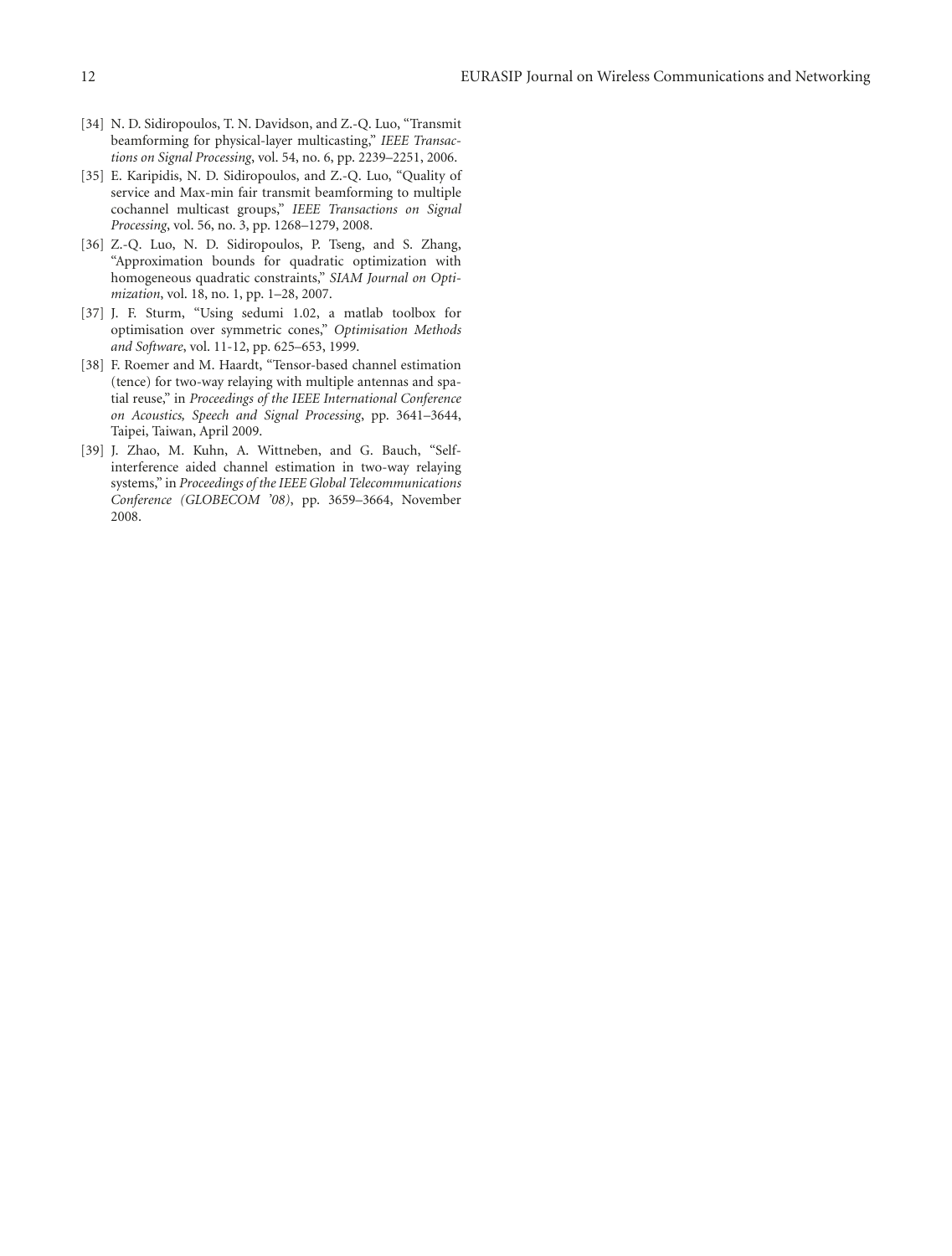[34] N. D. Sidiropoulos, T. N. Davidson, and Z.-Q. Luo, "Transmit beamforming for physical-layer multicasting," *IEEE Transactions on Signal Processing*, vol. 54, no. 6, pp. 2239–2251, 2006.

[35] E. Karipidis, N. D. Sidiropoulos, and Z.-Q. Luo, "Quality of service and Max-min fair transmit beamforming to multiple cochannel multicast groups," *IEEE Transactions on Signal Processing*, vol. 56, no. 3, pp. 1268–1279, 2008.

[36] Z.-Q. Luo, N. D. Sidiropoulos, P. Tseng, and S. Zhang, "Approximation bounds for quadratic optimization with homogeneous quadratic constraints," *SIAM Journal on Optimization*, vol. 18, no. 1, pp. 1–28, 2007.

[37] J. F. Sturm, "Using sedumi 1.02, a matlab toolbox for optimisation over symmetric cones," *Optimisation Methods and Software*, vol. 11-12, pp. 625–653, 1999.

[38] F. Roemer and M. Haardt, "Tensor-based channel estimation (tence) for two-way relaying with multiple antennas and spatial reuse," in *Proceedings of the IEEE International Conference on Acoustics, Speech and Signal Processing*, pp. 3641–3644, Taipei, Taiwan, April 2009.

[39] J. Zhao, M. Kuhn, A. Wittneben, and G. Bauch, "Self-interference aided channel estimation in two-way relaying systems," in *Proceedings of the IEEE Global Telecommunications Conference (GLOBECOM '08)*, pp. 3659–3664, November 2008.